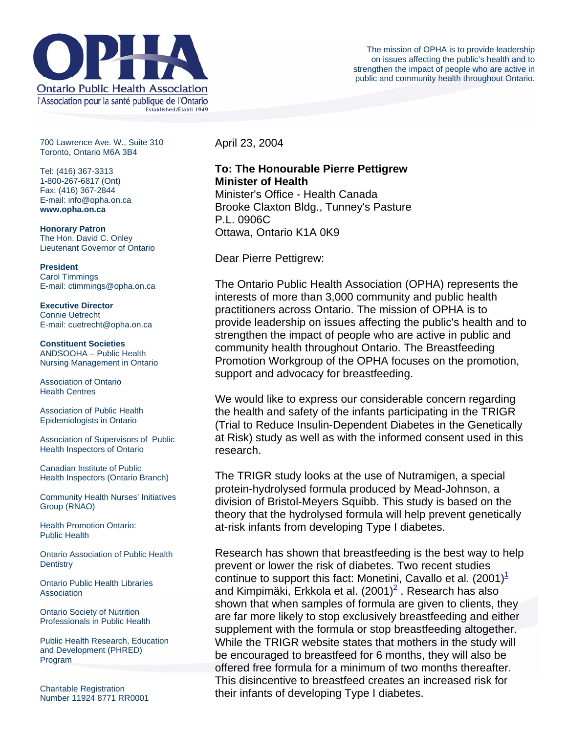# OPHA

Ontario Public Health Association

l'Association pour la santé publique de l'Ontario

Established/Établi 1949

The mission of OPHA is to provide leadership on issues affecting the public's health and to strengthen the impact of people who are active in public and community health throughout Ontario.

700 Lawrence Ave. W., Suite 310
Toronto, Ontario M6A 3B4

Tel: (416) 367-3313
1-800-267-6817 (Ont)
Fax: (416) 367-2844
E-mail: info@opha.on.ca
**www.opha.on.ca**

**Honorary Patron**
The Hon. David C. Onley
Lieutenant Governor of Ontario

**President**
Carol Timmings
E-mail: ctimmings@opha.on.ca

**Executive Director**
Connie Uetrecht
E-mail: cuetrecht@opha.on.ca

**Constituent Societies**

ANDSOOHA – Public Health Nursing Management in Ontario

Association of Ontario Health Centres

Association of Public Health Epidemiologists in Ontario

Association of Supervisors of Public Health Inspectors of Ontario

Canadian Institute of Public Health Inspectors (Ontario Branch)

Community Health Nurses' Initiatives Group (RNAO)

Health Promotion Ontario: Public Health

Ontario Association of Public Health Dentistry

Ontario Public Health Libraries Association

Ontario Society of Nutrition Professionals in Public Health

Public Health Research, Education and Development (PHRED) Program

Charitable Registration Number 11924 8771 RR0001

April 23, 2004

**To: The Honourable Pierre Pettigrew**
**Minister of Health**
Minister's Office - Health Canada
Brooke Claxton Bldg., Tunney's Pasture
P.L. 0906C
Ottawa, Ontario K1A 0K9

Dear Pierre Pettigrew:

The Ontario Public Health Association (OPHA) represents the interests of more than 3,000 community and public health practitioners across Ontario. The mission of OPHA is to provide leadership on issues affecting the public's health and to strengthen the impact of people who are active in public and community health throughout Ontario. The Breastfeeding Promotion Workgroup of the OPHA focuses on the promotion, support and advocacy for breastfeeding.

We would like to express our considerable concern regarding the health and safety of the infants participating in the TRIGR (Trial to Reduce Insulin-Dependent Diabetes in the Genetically at Risk) study as well as with the informed consent used in this research.

The TRIGR study looks at the use of Nutramigen, a special protein-hydrolysed formula produced by Mead-Johnson, a division of Bristol-Meyers Squibb. This study is based on the theory that the hydrolysed formula will help prevent genetically at-risk infants from developing Type I diabetes.

Research has shown that breastfeeding is the best way to help prevent or lower the risk of diabetes. Two recent studies continue to support this fact: Monetini, Cavallo et al. (2001)[1] and Kimpimäki, Erkkola et al. (2001)[2] . Research has also shown that when samples of formula are given to clients, they are far more likely to stop exclusively breastfeeding and either supplement with the formula or stop breastfeeding altogether. While the TRIGR website states that mothers in the study will be encouraged to breastfeed for 6 months, they will also be offered free formula for a minimum of two months thereafter. This disincentive to breastfeed creates an increased risk for their infants of developing Type I diabetes.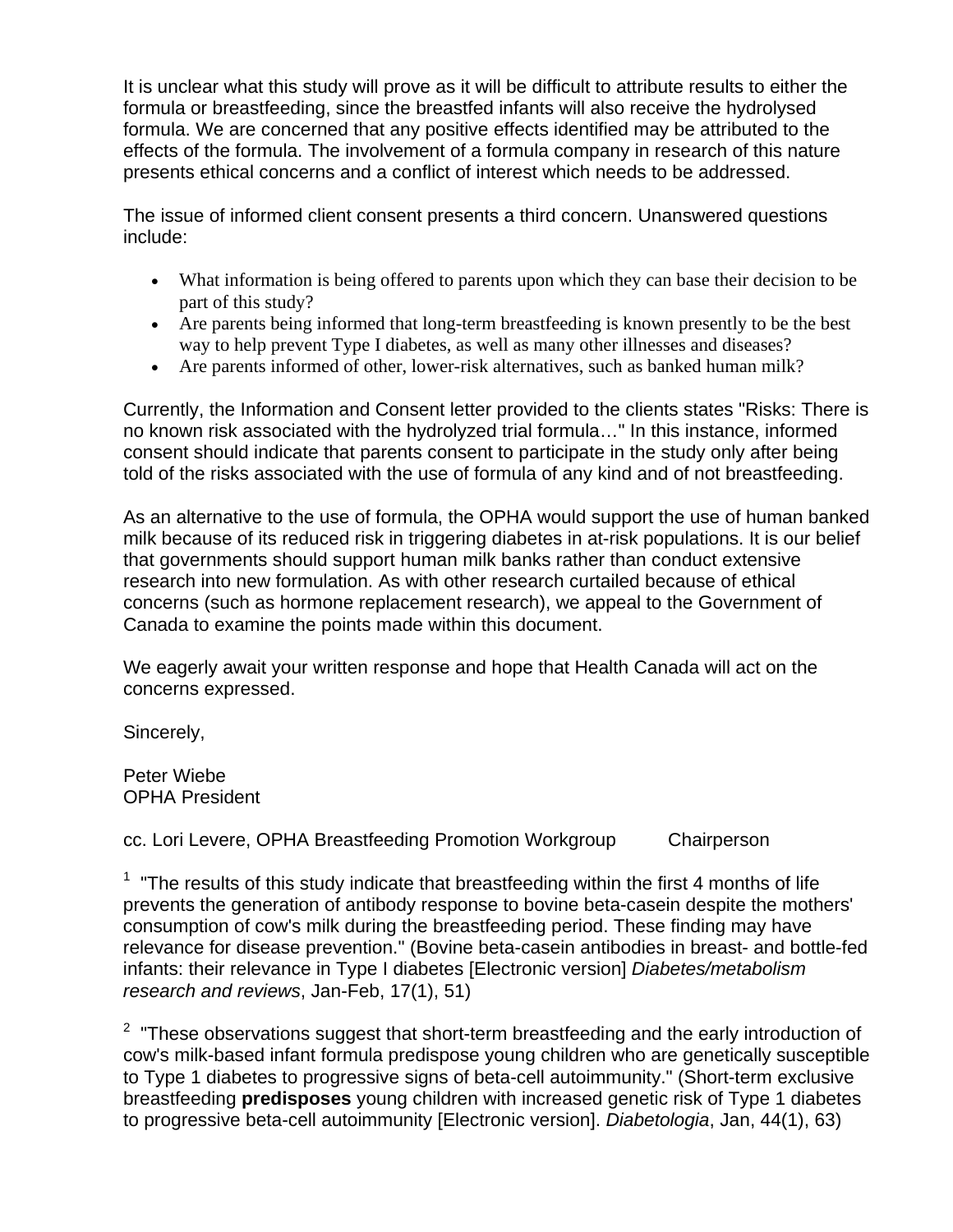It is unclear what this study will prove as it will be difficult to attribute results to either the formula or breastfeeding, since the breastfed infants will also receive the hydrolysed formula. We are concerned that any positive effects identified may be attributed to the effects of the formula. The involvement of a formula company in research of this nature presents ethical concerns and a conflict of interest which needs to be addressed.

The issue of informed client consent presents a third concern. Unanswered questions include:

- What information is being offered to parents upon which they can base their decision to be part of this study?
- Are parents being informed that long-term breastfeeding is known presently to be the best way to help prevent Type I diabetes, as well as many other illnesses and diseases?
- Are parents informed of other, lower-risk alternatives, such as banked human milk?

Currently, the Information and Consent letter provided to the clients states "Risks: There is no known risk associated with the hydrolyzed trial formula…" In this instance, informed consent should indicate that parents consent to participate in the study only after being told of the risks associated with the use of formula of any kind and of not breastfeeding.

As an alternative to the use of formula, the OPHA would support the use of human banked milk because of its reduced risk in triggering diabetes in at-risk populations. It is our belief that governments should support human milk banks rather than conduct extensive research into new formulation. As with other research curtailed because of ethical concerns (such as hormone replacement research), we appeal to the Government of Canada to examine the points made within this document.

We eagerly await your written response and hope that Health Canada will act on the concerns expressed.

Sincerely,

Peter Wiebe
OPHA President

cc. Lori Levere, OPHA Breastfeeding Promotion Workgroup Chairperson

[1] "The results of this study indicate that breastfeeding within the first 4 months of life prevents the generation of antibody response to bovine beta-casein despite the mothers' consumption of cow's milk during the breastfeeding period. These finding may have relevance for disease prevention." (Bovine beta-casein antibodies in breast- and bottle-fed infants: their relevance in Type I diabetes [Electronic version] *Diabetes/metabolism research and reviews*, Jan-Feb, 17(1), 51)

[2] "These observations suggest that short-term breastfeeding and the early introduction of cow's milk-based infant formula predispose young children who are genetically susceptible to Type 1 diabetes to progressive signs of beta-cell autoimmunity." (Short-term exclusive breastfeeding **predisposes** young children with increased genetic risk of Type 1 diabetes to progressive beta-cell autoimmunity [Electronic version]. *Diabetologia*, Jan, 44(1), 63)